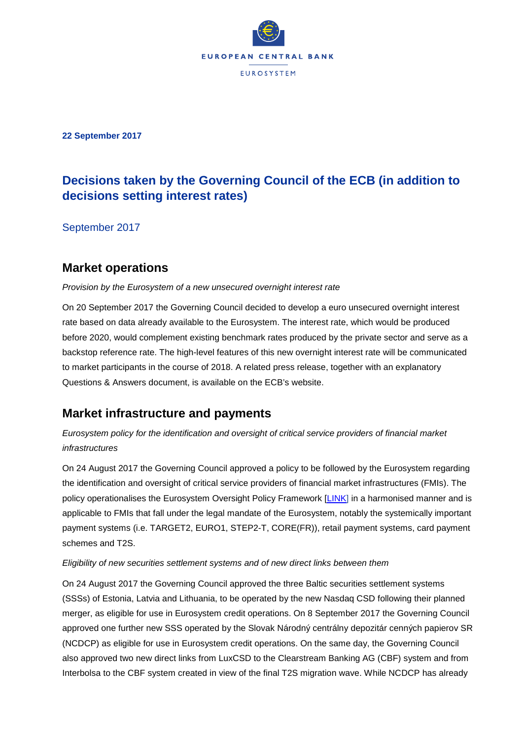EUROPEAN CENTRAL BANK

EUROSYSTEM

**22 September 2017**

# Decisions taken by the Governing Council of the ECB (in addition to decisions setting interest rates)

September 2017

## Market operations

*Provision by the Eurosystem of a new unsecured overnight interest rate*

On 20 September 2017 the Governing Council decided to develop a euro unsecured overnight interest rate based on data already available to the Eurosystem. The interest rate, which would be produced before 2020, would complement existing benchmark rates produced by the private sector and serve as a backstop reference rate. The high-level features of this new overnight interest rate will be communicated to market participants in the course of 2018. A related press release, together with an explanatory Questions & Answers document, is available on the ECB's website.

## Market infrastructure and payments

*Eurosystem policy for the identification and oversight of critical service providers of financial market infrastructures*

On 24 August 2017 the Governing Council approved a policy to be followed by the Eurosystem regarding the identification and oversight of critical service providers of financial market infrastructures (FMIs). The policy operationalises the Eurosystem Oversight Policy Framework [LINK] in a harmonised manner and is applicable to FMIs that fall under the legal mandate of the Eurosystem, notably the systemically important payment systems (i.e. TARGET2, EURO1, STEP2-T, CORE(FR)), retail payment systems, card payment schemes and T2S.

*Eligibility of new securities settlement systems and of new direct links between them*

On 24 August 2017 the Governing Council approved the three Baltic securities settlement systems (SSSs) of Estonia, Latvia and Lithuania, to be operated by the new Nasdaq CSD following their planned merger, as eligible for use in Eurosystem credit operations. On 8 September 2017 the Governing Council approved one further new SSS operated by the Slovak Národný centrálny depozitár cenných papierov SR (NCDCP) as eligible for use in Eurosystem credit operations. On the same day, the Governing Council also approved two new direct links from LuxCSD to the Clearstream Banking AG (CBF) system and from Interbolsa to the CBF system created in view of the final T2S migration wave. While NCDCP has already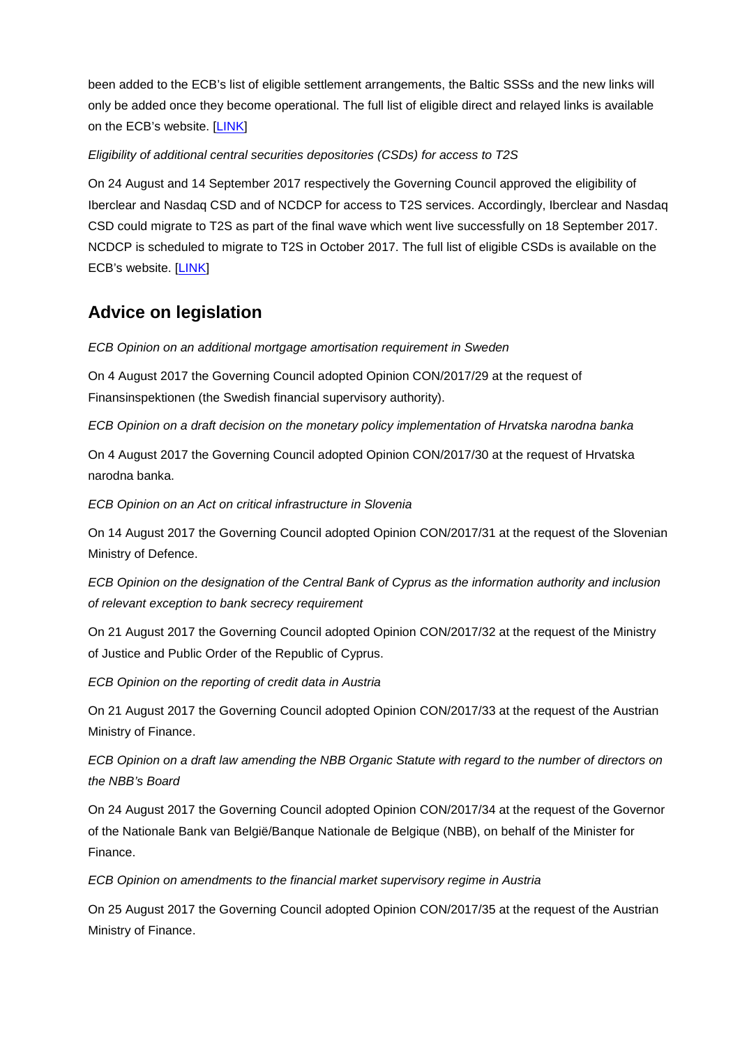been added to the ECB's list of eligible settlement arrangements, the Baltic SSSs and the new links will only be added once they become operational. The full list of eligible direct and relayed links is available on the ECB's website. [LINK]

*Eligibility of additional central securities depositories (CSDs) for access to T2S*

On 24 August and 14 September 2017 respectively the Governing Council approved the eligibility of Iberclear and Nasdaq CSD and of NCDCP for access to T2S services. Accordingly, Iberclear and Nasdaq CSD could migrate to T2S as part of the final wave which went live successfully on 18 September 2017. NCDCP is scheduled to migrate to T2S in October 2017. The full list of eligible CSDs is available on the ECB's website. [LINK]

## Advice on legislation

*ECB Opinion on an additional mortgage amortisation requirement in Sweden*

On 4 August 2017 the Governing Council adopted Opinion CON/2017/29 at the request of Finansinspektionen (the Swedish financial supervisory authority).

*ECB Opinion on a draft decision on the monetary policy implementation of Hrvatska narodna banka*

On 4 August 2017 the Governing Council adopted Opinion CON/2017/30 at the request of Hrvatska narodna banka.

*ECB Opinion on an Act on critical infrastructure in Slovenia*

On 14 August 2017 the Governing Council adopted Opinion CON/2017/31 at the request of the Slovenian Ministry of Defence.

*ECB Opinion on the designation of the Central Bank of Cyprus as the information authority and inclusion of relevant exception to bank secrecy requirement*

On 21 August 2017 the Governing Council adopted Opinion CON/2017/32 at the request of the Ministry of Justice and Public Order of the Republic of Cyprus.

*ECB Opinion on the reporting of credit data in Austria*

On 21 August 2017 the Governing Council adopted Opinion CON/2017/33 at the request of the Austrian Ministry of Finance.

*ECB Opinion on a draft law amending the NBB Organic Statute with regard to the number of directors on the NBB's Board*

On 24 August 2017 the Governing Council adopted Opinion CON/2017/34 at the request of the Governor of the Nationale Bank van België/Banque Nationale de Belgique (NBB), on behalf of the Minister for Finance.

*ECB Opinion on amendments to the financial market supervisory regime in Austria*

On 25 August 2017 the Governing Council adopted Opinion CON/2017/35 at the request of the Austrian Ministry of Finance.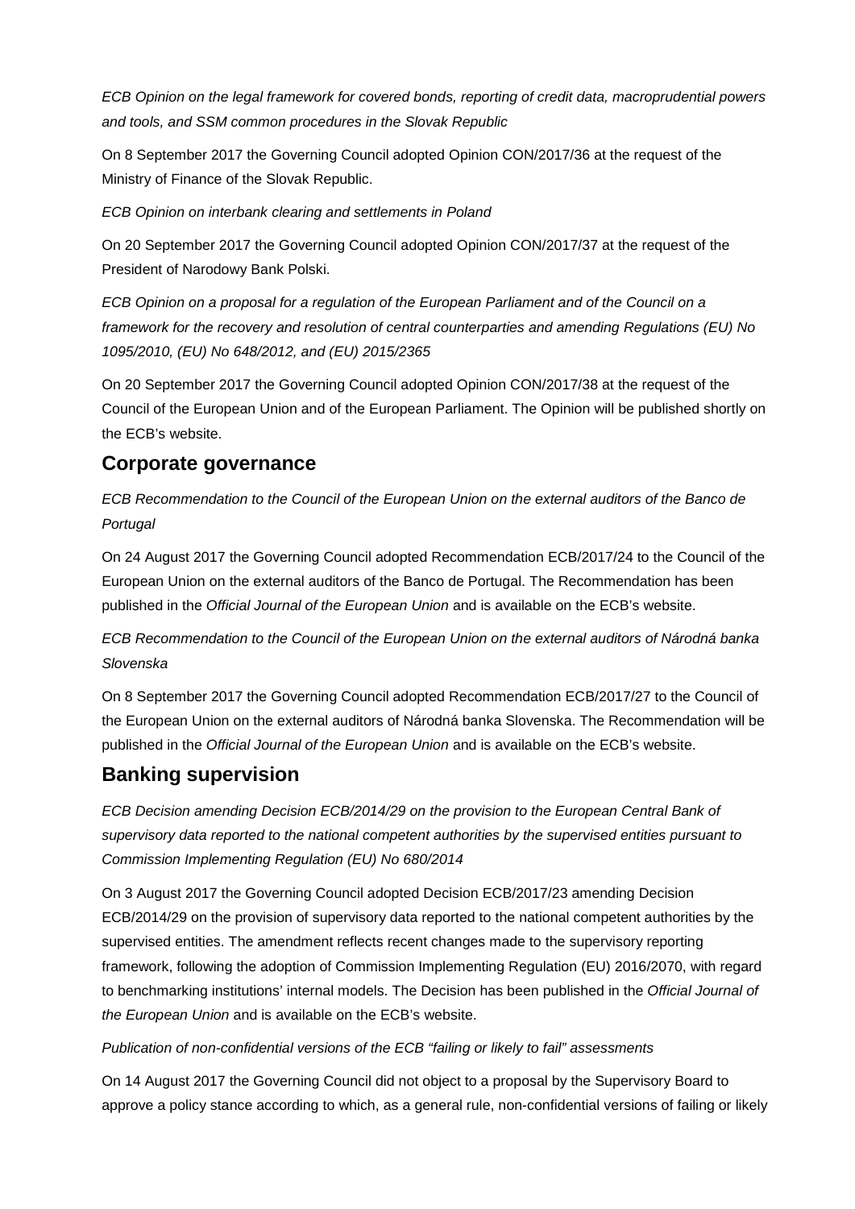*ECB Opinion on the legal framework for covered bonds, reporting of credit data, macroprudential powers and tools, and SSM common procedures in the Slovak Republic*

On 8 September 2017 the Governing Council adopted Opinion CON/2017/36 at the request of the Ministry of Finance of the Slovak Republic.

*ECB Opinion on interbank clearing and settlements in Poland*

On 20 September 2017 the Governing Council adopted Opinion CON/2017/37 at the request of the President of Narodowy Bank Polski.

*ECB Opinion on a proposal for a regulation of the European Parliament and of the Council on a framework for the recovery and resolution of central counterparties and amending Regulations (EU) No 1095/2010, (EU) No 648/2012, and (EU) 2015/2365*

On 20 September 2017 the Governing Council adopted Opinion CON/2017/38 at the request of the Council of the European Union and of the European Parliament. The Opinion will be published shortly on the ECB's website.

## Corporate governance

*ECB Recommendation to the Council of the European Union on the external auditors of the Banco de Portugal*

On 24 August 2017 the Governing Council adopted Recommendation ECB/2017/24 to the Council of the European Union on the external auditors of the Banco de Portugal. The Recommendation has been published in the *Official Journal of the European Union* and is available on the ECB's website.

*ECB Recommendation to the Council of the European Union on the external auditors of Národná banka Slovenska*

On 8 September 2017 the Governing Council adopted Recommendation ECB/2017/27 to the Council of the European Union on the external auditors of Národná banka Slovenska. The Recommendation will be published in the *Official Journal of the European Union* and is available on the ECB's website.

## Banking supervision

*ECB Decision amending Decision ECB/2014/29 on the provision to the European Central Bank of supervisory data reported to the national competent authorities by the supervised entities pursuant to Commission Implementing Regulation (EU) No 680/2014*

On 3 August 2017 the Governing Council adopted Decision ECB/2017/23 amending Decision ECB/2014/29 on the provision of supervisory data reported to the national competent authorities by the supervised entities. The amendment reflects recent changes made to the supervisory reporting framework, following the adoption of Commission Implementing Regulation (EU) 2016/2070, with regard to benchmarking institutions' internal models. The Decision has been published in the *Official Journal of the European Union* and is available on the ECB's website.

*Publication of non-confidential versions of the ECB "failing or likely to fail" assessments*

On 14 August 2017 the Governing Council did not object to a proposal by the Supervisory Board to approve a policy stance according to which, as a general rule, non-confidential versions of failing or likely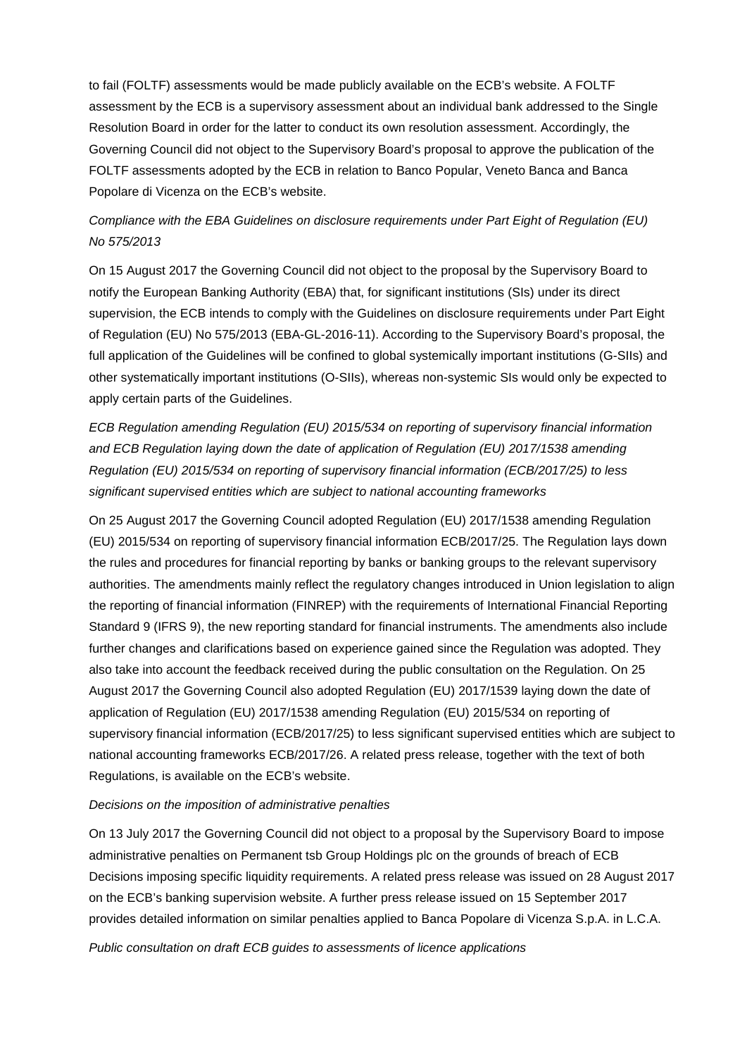to fail (FOLTF) assessments would be made publicly available on the ECB's website. A FOLTF assessment by the ECB is a supervisory assessment about an individual bank addressed to the Single Resolution Board in order for the latter to conduct its own resolution assessment. Accordingly, the Governing Council did not object to the Supervisory Board's proposal to approve the publication of the FOLTF assessments adopted by the ECB in relation to Banco Popular, Veneto Banca and Banca Popolare di Vicenza on the ECB's website.

*Compliance with the EBA Guidelines on disclosure requirements under Part Eight of Regulation (EU) No 575/2013*

On 15 August 2017 the Governing Council did not object to the proposal by the Supervisory Board to notify the European Banking Authority (EBA) that, for significant institutions (SIs) under its direct supervision, the ECB intends to comply with the Guidelines on disclosure requirements under Part Eight of Regulation (EU) No 575/2013 (EBA-GL-2016-11). According to the Supervisory Board's proposal, the full application of the Guidelines will be confined to global systemically important institutions (G-SIIs) and other systematically important institutions (O-SIIs), whereas non-systemic SIs would only be expected to apply certain parts of the Guidelines.

*ECB Regulation amending Regulation (EU) 2015/534 on reporting of supervisory financial information and ECB Regulation laying down the date of application of Regulation (EU) 2017/1538 amending Regulation (EU) 2015/534 on reporting of supervisory financial information (ECB/2017/25) to less significant supervised entities which are subject to national accounting frameworks*

On 25 August 2017 the Governing Council adopted Regulation (EU) 2017/1538 amending Regulation (EU) 2015/534 on reporting of supervisory financial information ECB/2017/25. The Regulation lays down the rules and procedures for financial reporting by banks or banking groups to the relevant supervisory authorities. The amendments mainly reflect the regulatory changes introduced in Union legislation to align the reporting of financial information (FINREP) with the requirements of International Financial Reporting Standard 9 (IFRS 9), the new reporting standard for financial instruments. The amendments also include further changes and clarifications based on experience gained since the Regulation was adopted. They also take into account the feedback received during the public consultation on the Regulation. On 25 August 2017 the Governing Council also adopted Regulation (EU) 2017/1539 laying down the date of application of Regulation (EU) 2017/1538 amending Regulation (EU) 2015/534 on reporting of supervisory financial information (ECB/2017/25) to less significant supervised entities which are subject to national accounting frameworks ECB/2017/26. A related press release, together with the text of both Regulations, is available on the ECB's website.

*Decisions on the imposition of administrative penalties*

On 13 July 2017 the Governing Council did not object to a proposal by the Supervisory Board to impose administrative penalties on Permanent tsb Group Holdings plc on the grounds of breach of ECB Decisions imposing specific liquidity requirements. A related press release was issued on 28 August 2017 on the ECB's banking supervision website. A further press release issued on 15 September 2017 provides detailed information on similar penalties applied to Banca Popolare di Vicenza S.p.A. in L.C.A.

*Public consultation on draft ECB guides to assessments of licence applications*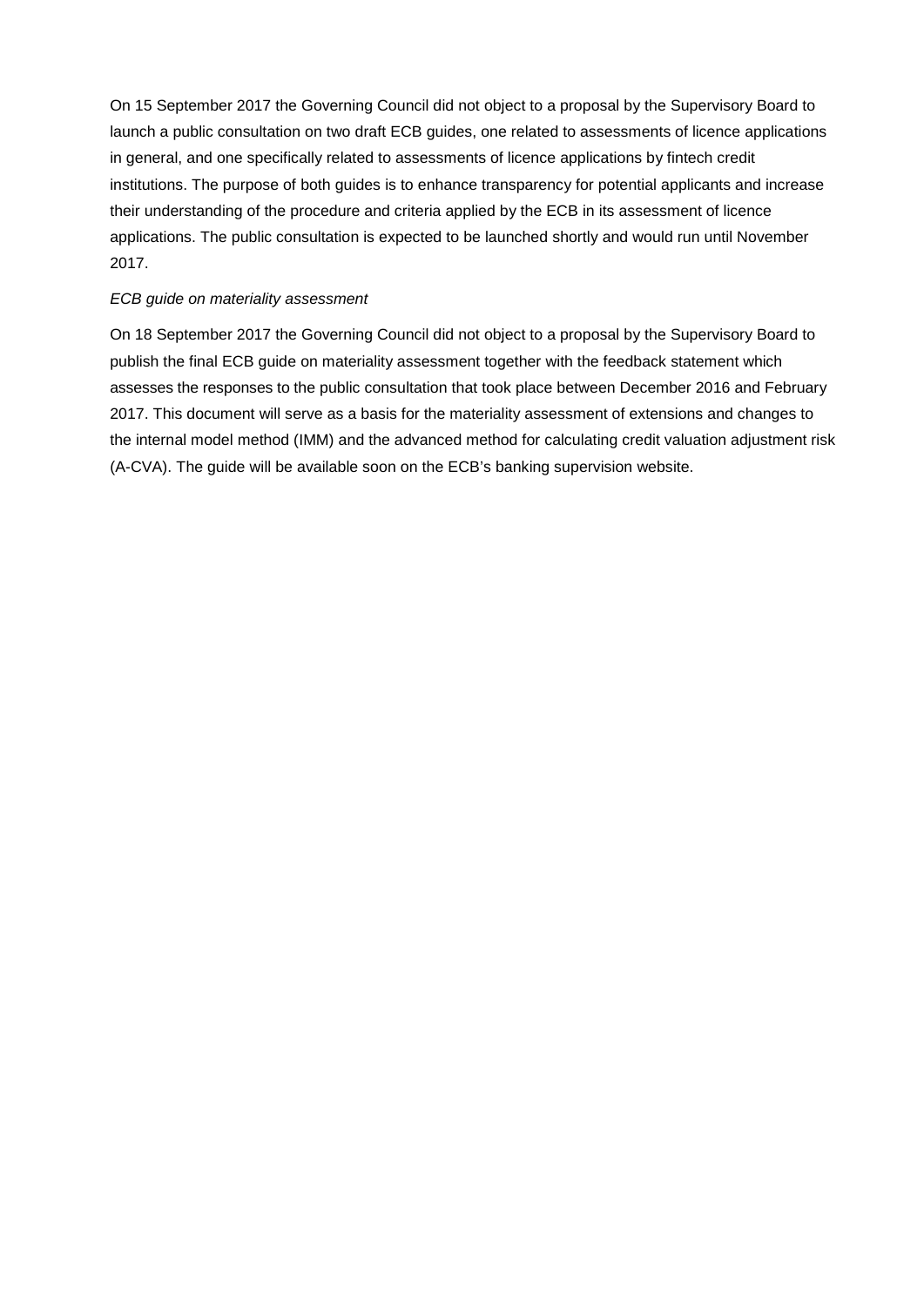On 15 September 2017 the Governing Council did not object to a proposal by the Supervisory Board to launch a public consultation on two draft ECB guides, one related to assessments of licence applications in general, and one specifically related to assessments of licence applications by fintech credit institutions. The purpose of both guides is to enhance transparency for potential applicants and increase their understanding of the procedure and criteria applied by the ECB in its assessment of licence applications. The public consultation is expected to be launched shortly and would run until November 2017.

*ECB guide on materiality assessment*

On 18 September 2017 the Governing Council did not object to a proposal by the Supervisory Board to publish the final ECB guide on materiality assessment together with the feedback statement which assesses the responses to the public consultation that took place between December 2016 and February 2017. This document will serve as a basis for the materiality assessment of extensions and changes to the internal model method (IMM) and the advanced method for calculating credit valuation adjustment risk (A-CVA). The guide will be available soon on the ECB's banking supervision website.